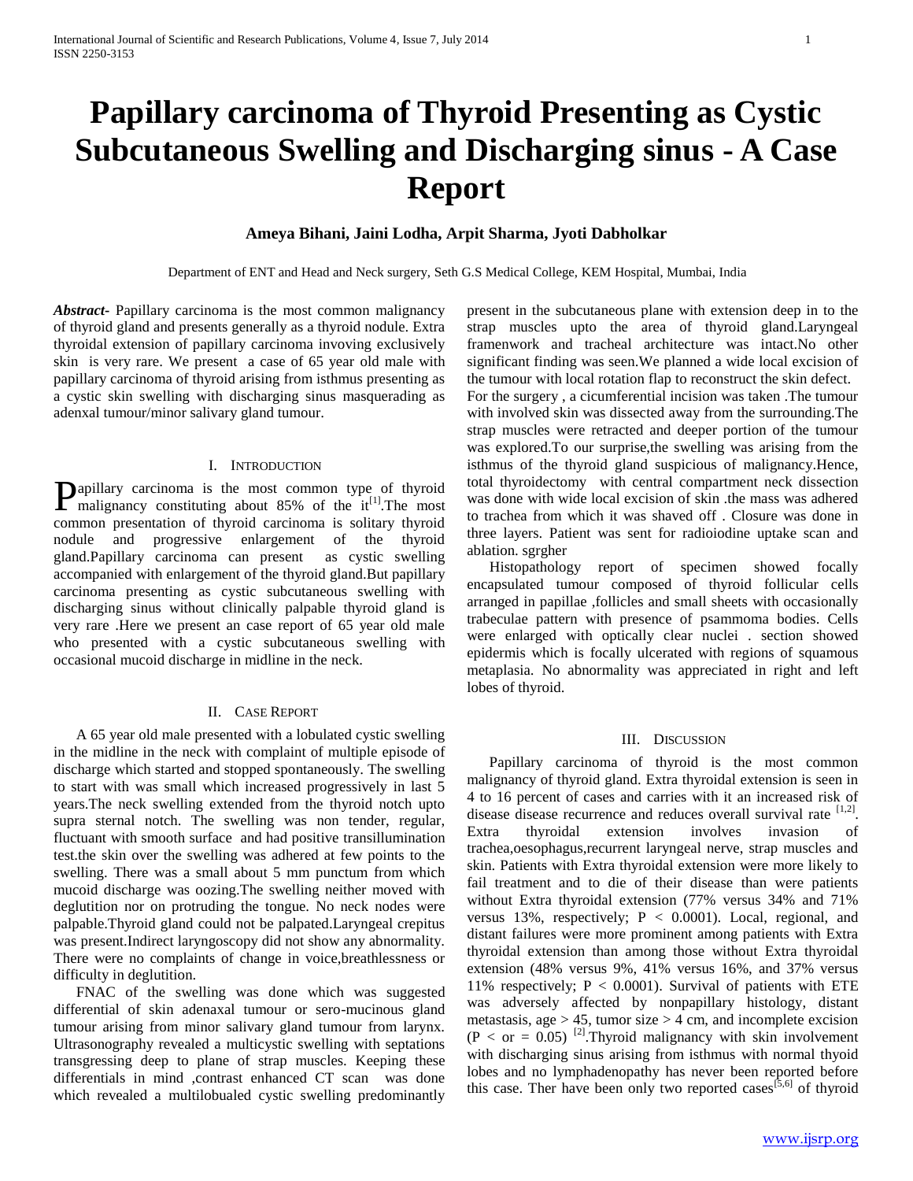# Papillary carcinoma of Thyroid Presenting as Cystic Subcutaneous Swelling and Discharging sinus - A Case Report

**Ameya Bihani, Jaini Lodha, Arpit Sharma, Jyoti Dabholkar**

Department of ENT and Head and Neck surgery, Seth G.S Medical College, KEM Hospital, Mumbai, India

***Abstract-*** Papillary carcinoma is the most common malignancy of thyroid gland and presents generally as a thyroid nodule. Extra thyroidal extension of papillary carcinoma invoving exclusively skin is very rare. We present a case of 65 year old male with papillary carcinoma of thyroid arising from isthmus presenting as a cystic skin swelling with discharging sinus masquerading as adenxal tumour/minor salivary gland tumour.

## I. Introduction

Papillary carcinoma is the most common type of thyroid malignancy constituting about 85% of the it[1].The most common presentation of thyroid carcinoma is solitary thyroid nodule and progressive enlargement of the thyroid gland.Papillary carcinoma can present as cystic swelling accompanied with enlargement of the thyroid gland.But papillary carcinoma presenting as cystic subcutaneous swelling with discharging sinus without clinically palpable thyroid gland is very rare .Here we present an case report of 65 year old male who presented with a cystic subcutaneous swelling with occasional mucoid discharge in midline in the neck.

## II. Case Report

A 65 year old male presented with a lobulated cystic swelling in the midline in the neck with complaint of multiple episode of discharge which started and stopped spontaneously. The swelling to start with was small which increased progressively in last 5 years.The neck swelling extended from the thyroid notch upto supra sternal notch. The swelling was non tender, regular, fluctuant with smooth surface and had positive transillumination test.the skin over the swelling was adhered at few points to the swelling. There was a small about 5 mm punctum from which mucoid discharge was oozing.The swelling neither moved with deglutition nor on protruding the tongue. No neck nodes were palpable.Thyroid gland could not be palpated.Laryngeal crepitus was present.Indirect laryngoscopy did not show any abnormality. There were no complaints of change in voice,breathlessness or difficulty in deglutition.

FNAC of the swelling was done which was suggested differential of skin adenaxal tumour or sero-mucinous gland tumour arising from minor salivary gland tumour from larynx. Ultrasonography revealed a multicystic swelling with septations transgressing deep to plane of strap muscles. Keeping these differentials in mind ,contrast enhanced CT scan was done which revealed a multilobualed cystic swelling predominantly present in the subcutaneous plane with extension deep in to the strap muscles upto the area of thyroid gland.Laryngeal framenwork and tracheal architecture was intact.No other significant finding was seen.We planned a wide local excision of the tumour with local rotation flap to reconstruct the skin defect.
For the surgery , a cicumferential incision was taken .The tumour with involved skin was dissected away from the surrounding.The strap muscles were retracted and deeper portion of the tumour was explored.To our surprise,the swelling was arising from the isthmus of the thyroid gland suspicious of malignancy.Hence, total thyroidectomy with central compartment neck dissection was done with wide local excision of skin .the mass was adhered to trachea from which it was shaved off . Closure was done in three layers. Patient was sent for radioiodine uptake scan and ablation. sgrgher

Histopathology report of specimen showed focally encapsulated tumour composed of thyroid follicular cells arranged in papillae ,follicles and small sheets with occasionally trabeculae pattern with presence of psammoma bodies. Cells were enlarged with optically clear nuclei . section showed epidermis which is focally ulcerated with regions of squamous metaplasia. No abnormality was appreciated in right and left lobes of thyroid.

## III. Discussion

Papillary carcinoma of thyroid is the most common malignancy of thyroid gland. Extra thyroidal extension is seen in 4 to 16 percent of cases and carries with it an increased risk of disease disease recurrence and reduces overall survival rate [1,2]. Extra thyroidal extension involves invasion of trachea,oesophagus,recurrent laryngeal nerve, strap muscles and skin. Patients with Extra thyroidal extension were more likely to fail treatment and to die of their disease than were patients without Extra thyroidal extension (77% versus 34% and 71% versus 13%, respectively; $P < 0.0001$). Local, regional, and distant failures were more prominent among patients with Extra thyroidal extension than among those without Extra thyroidal extension (48% versus 9%, 41% versus 16%, and 37% versus 11% respectively; $P < 0.0001$). Survival of patients with ETE was adversely affected by nonpapillary histology, distant metastasis, age > 45, tumor size > 4 cm, and incomplete excision ($P <$ or $= 0.05$) [2].Thyroid malignancy with skin involvement with discharging sinus arising from isthmus with normal thyoid lobes and no lymphadenopathy has never been reported before this case. Ther have been only two reported cases[5,6] of thyroid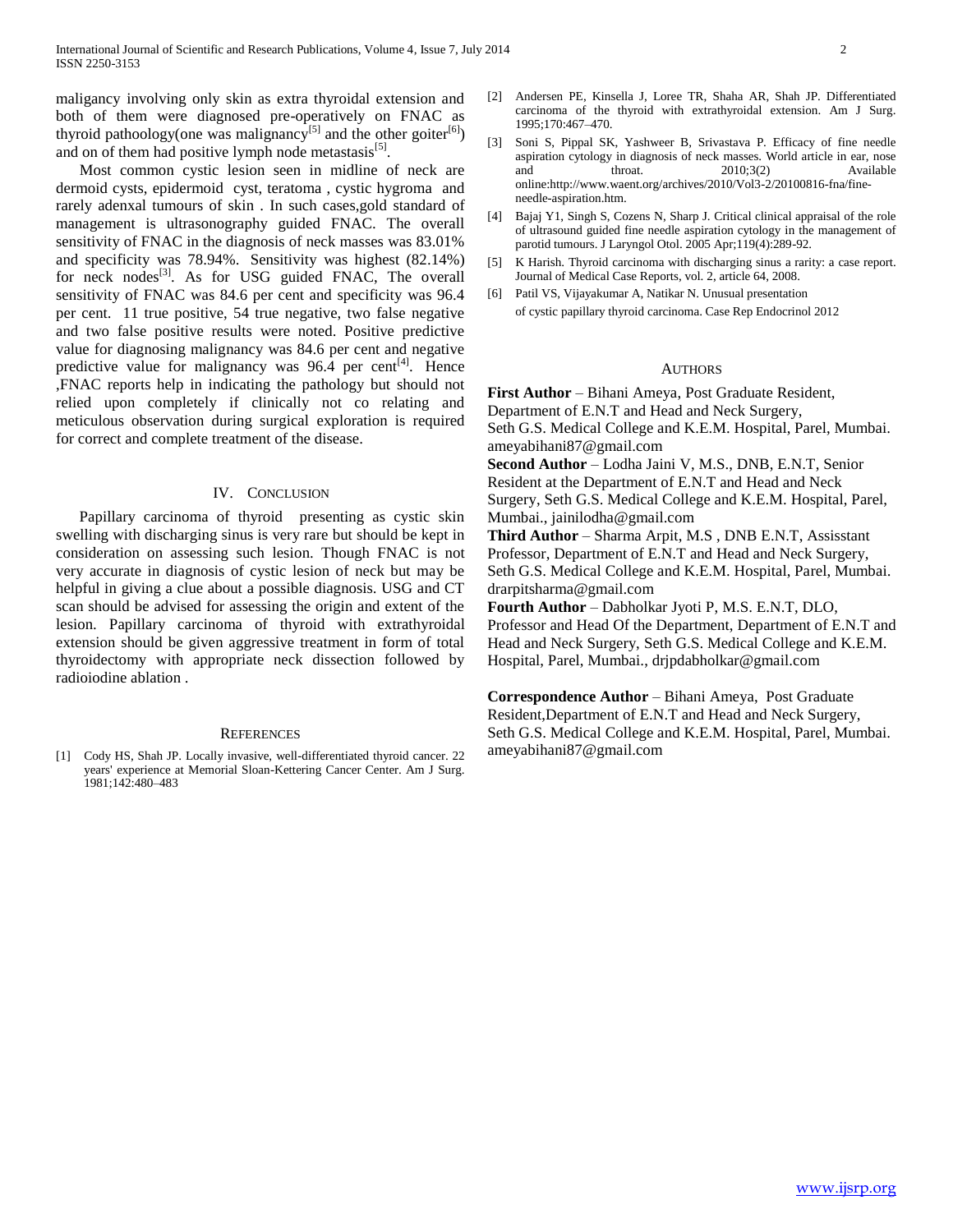maligancy involving only skin as extra thyroidal extension and both of them were diagnosed pre-operatively on FNAC as thyroid pathoology(one was malignancy[5] and the other goiter[6]) and on of them had positive lymph node metastasis[5].

Most common cystic lesion seen in midline of neck are dermoid cysts, epidermoid cyst, teratoma , cystic hygroma and rarely adenxal tumours of skin . In such cases,gold standard of management is ultrasonography guided FNAC. The overall sensitivity of FNAC in the diagnosis of neck masses was 83.01% and specificity was 78.94%. Sensitivity was highest (82.14%) for neck nodes[3]. As for USG guided FNAC, The overall sensitivity of FNAC was 84.6 per cent and specificity was 96.4 per cent. 11 true positive, 54 true negative, two false negative and two false positive results were noted. Positive predictive value for diagnosing malignancy was 84.6 per cent and negative predictive value for malignancy was 96.4 per cent[4]. Hence ,FNAC reports help in indicating the pathology but should not relied upon completely if clinically not co relating and meticulous observation during surgical exploration is required for correct and complete treatment of the disease.

## IV. Conclusion

Papillary carcinoma of thyroid presenting as cystic skin swelling with discharging sinus is very rare but should be kept in consideration on assessing such lesion. Though FNAC is not very accurate in diagnosis of cystic lesion of neck but may be helpful in giving a clue about a possible diagnosis. USG and CT scan should be advised for assessing the origin and extent of the lesion. Papillary carcinoma of thyroid with extrathyroidal extension should be given aggressive treatment in form of total thyroidectomy with appropriate neck dissection followed by radioiodine ablation .

## References

[1] Cody HS, Shah JP. Locally invasive, well-differentiated thyroid cancer. 22 years' experience at Memorial Sloan-Kettering Cancer Center. Am J Surg. 1981;142:480–483

[2] Andersen PE, Kinsella J, Loree TR, Shaha AR, Shah JP. Differentiated carcinoma of the thyroid with extrathyroidal extension. Am J Surg. 1995;170:467–470.

[3] Soni S, Pippal SK, Yashweer B, Srivastava P. Efficacy of fine needle aspiration cytology in diagnosis of neck masses. World article in ear, nose and throat. 2010;3(2) Available online:http://www.waent.org/archives/2010/Vol3-2/20100816-fna/fine-needle-aspiration.htm.

[4] Bajaj Y1, Singh S, Cozens N, Sharp J. Critical clinical appraisal of the role of ultrasound guided fine needle aspiration cytology in the management of parotid tumours. J Laryngol Otol. 2005 Apr;119(4):289-92.

[5] K Harish. Thyroid carcinoma with discharging sinus a rarity: a case report. Journal of Medical Case Reports, vol. 2, article 64, 2008.

[6] Patil VS, Vijayakumar A, Natikar N. Unusual presentation of cystic papillary thyroid carcinoma. Case Rep Endocrinol 2012

## Authors

**First Author** – Bihani Ameya, Post Graduate Resident, Department of E.N.T and Head and Neck Surgery, Seth G.S. Medical College and K.E.M. Hospital, Parel, Mumbai. ameyabihani87@gmail.com

**Second Author** – Lodha Jaini V, M.S., DNB, E.N.T, Senior Resident at the Department of E.N.T and Head and Neck Surgery, Seth G.S. Medical College and K.E.M. Hospital, Parel, Mumbai., jainilodha@gmail.com

**Third Author** – Sharma Arpit, M.S , DNB E.N.T, Assisstant Professor, Department of E.N.T and Head and Neck Surgery, Seth G.S. Medical College and K.E.M. Hospital, Parel, Mumbai. drarpitsharma@gmail.com

**Fourth Author** – Dabholkar Jyoti P, M.S. E.N.T, DLO, Professor and Head Of the Department, Department of E.N.T and Head and Neck Surgery, Seth G.S. Medical College and K.E.M. Hospital, Parel, Mumbai., drjpdabholkar@gmail.com

**Correspondence Author** – Bihani Ameya, Post Graduate Resident,Department of E.N.T and Head and Neck Surgery, Seth G.S. Medical College and K.E.M. Hospital, Parel, Mumbai. ameyabihani87@gmail.com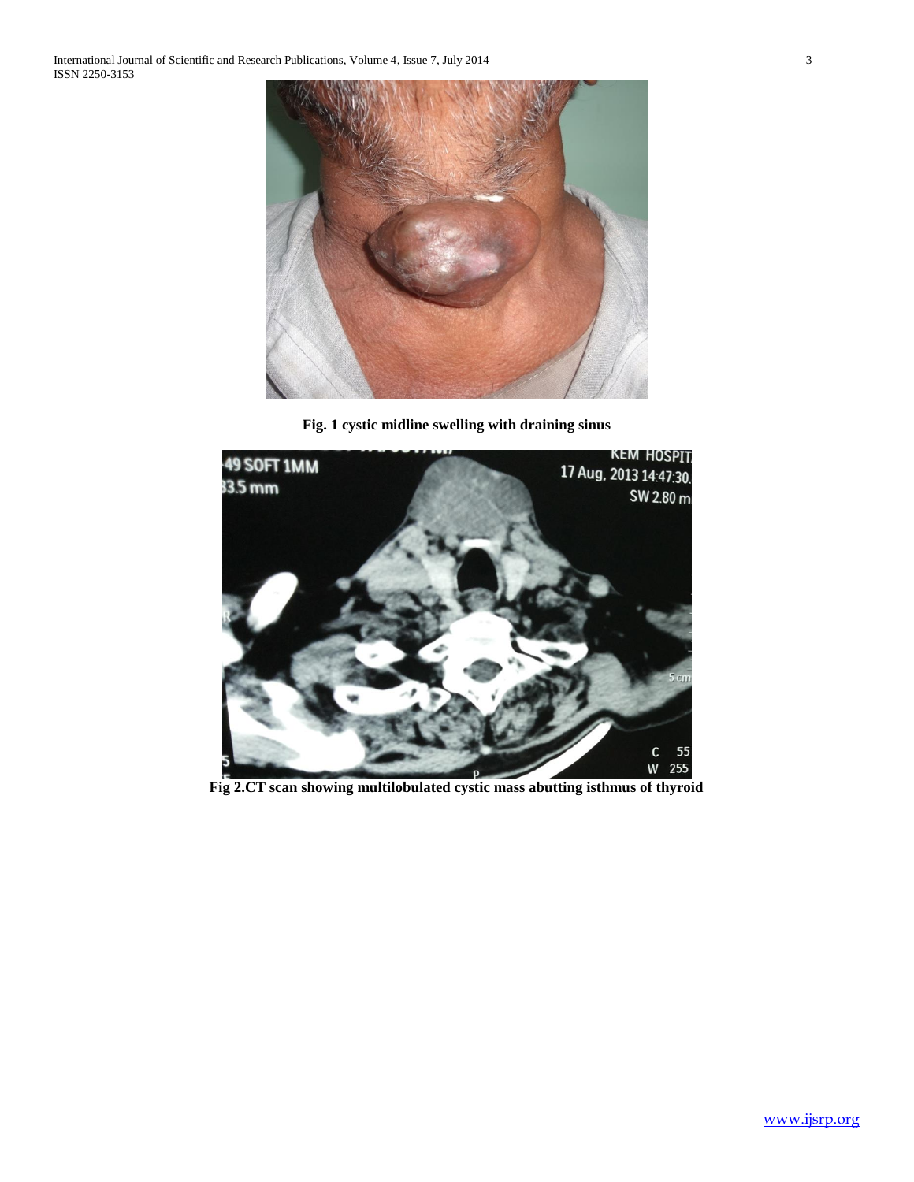Fig. 1 cystic midline swelling with draining sinus

Fig 2.CT scan showing multilobulated cystic mass abutting isthmus of thyroid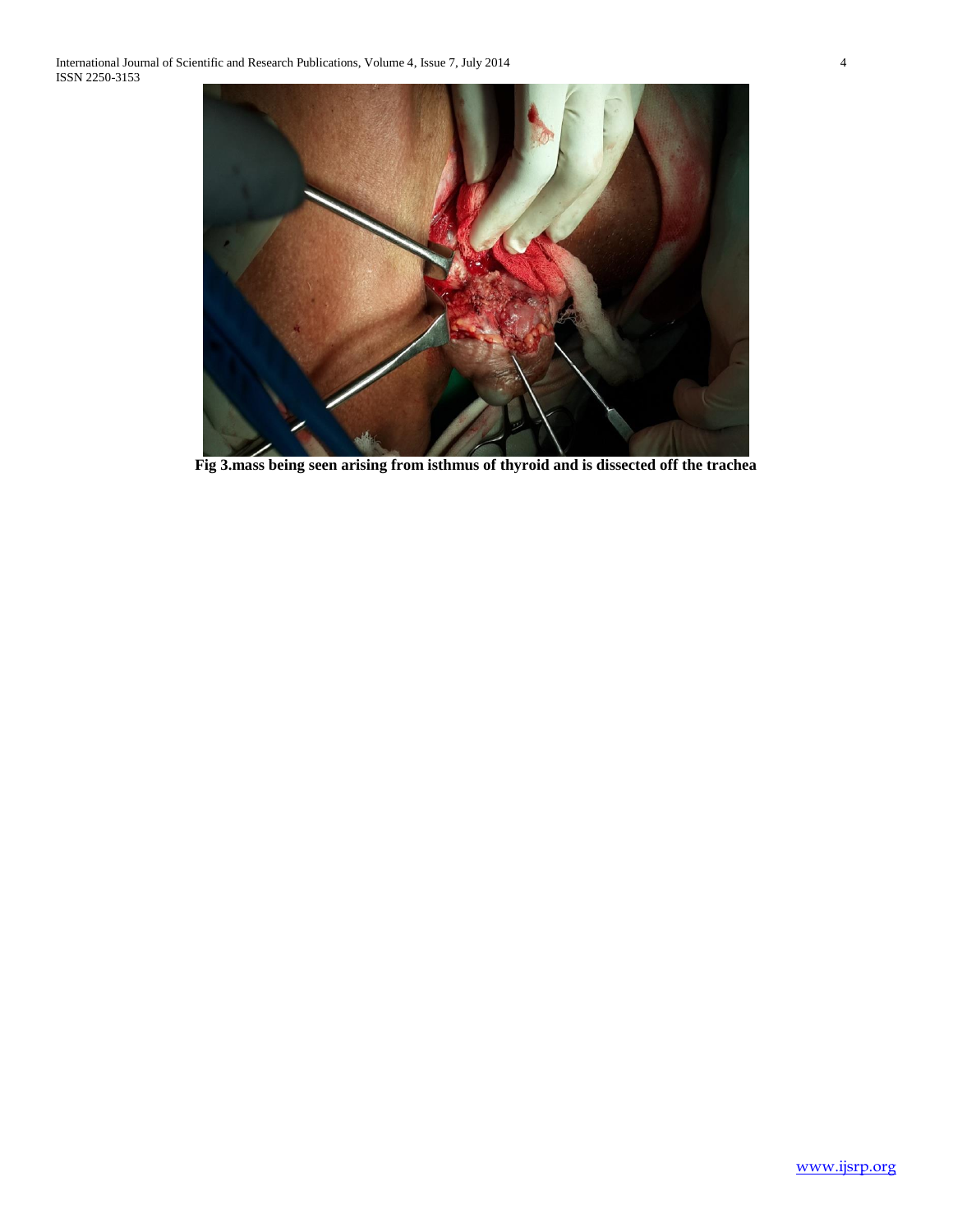**Fig 3.mass being seen arising from isthmus of thyroid and is dissected off the trachea**